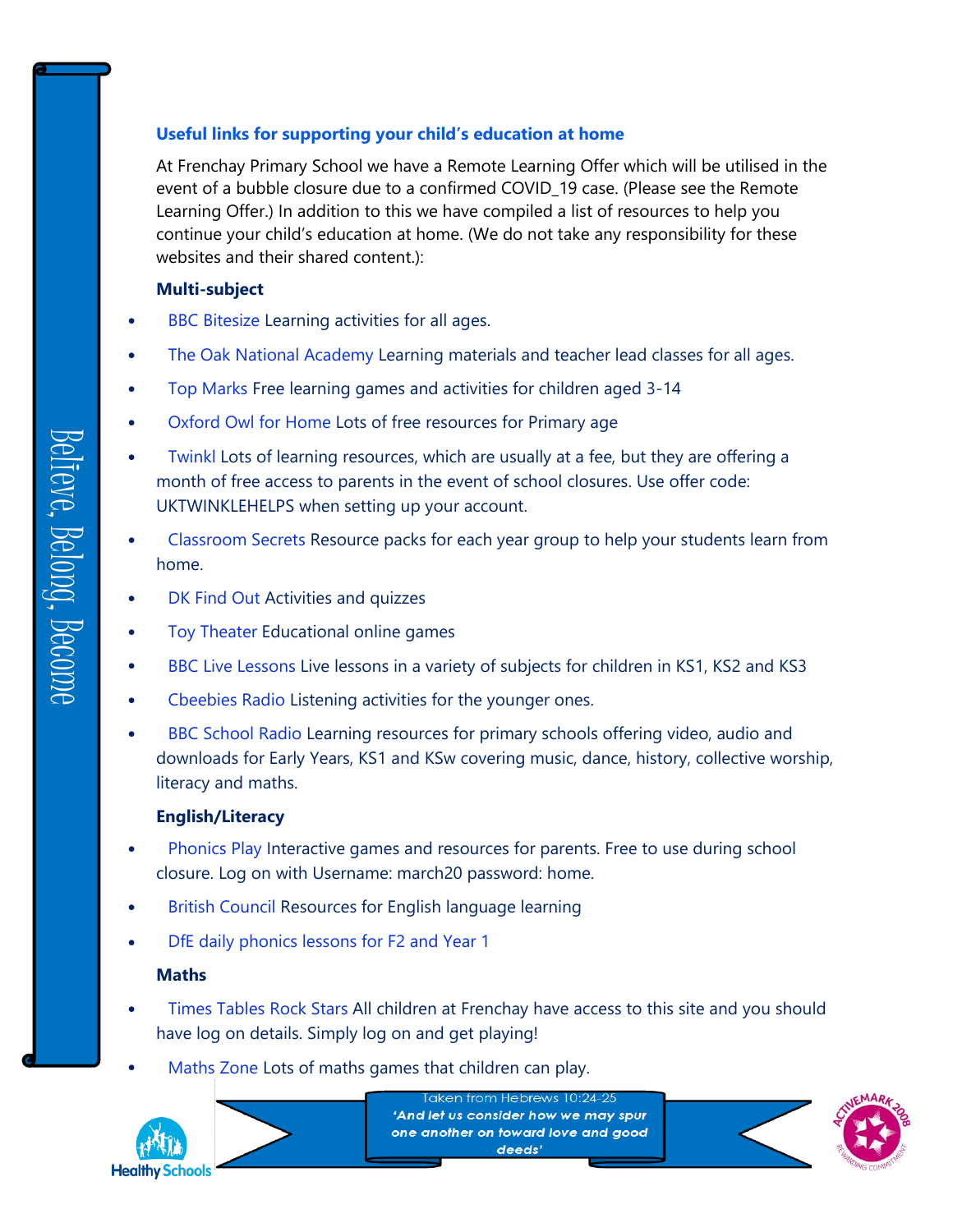## Useful links for supporting your child's education at home

At Frenchay Primary School we have a Remote Learning Offer which will be utilised in the event of a bubble closure due to a confirmed COVID_19 case. (Please see the Remote Learning Offer.) In addition to this we have compiled a list of resources to help you continue your child's education at home. (We do not take any responsibility for these websites and their shared content.):

### Multi-subject

- BBC Bitesize Learning activities for all ages.
- The Oak National Academy Learning materials and teacher lead classes for all ages.
- Top Marks Free learning games and activities for children aged 3-14
- Oxford Owl for Home Lots of free resources for Primary age
- Twinkl Lots of learning resources, which are usually at a fee, but they are offering a month of free access to parents in the event of school closures. Use offer code: UKTWINKLEHELPS when setting up your account.
- Classroom Secrets Resource packs for each year group to help your students learn from home.
- DK Find Out Activities and quizzes
- Toy Theater Educational online games
- BBC Live Lessons Live lessons in a variety of subjects for children in KS1, KS2 and KS3
- Cbeebies Radio Listening activities for the younger ones.
- BBC School Radio Learning resources for primary schools offering video, audio and downloads for Early Years, KS1 and KSw covering music, dance, history, collective worship, literacy and maths.

### English/Literacy

- Phonics Play Interactive games and resources for parents. Free to use during school closure. Log on with Username: march20 password: home.
- British Council Resources for English language learning
- DfE daily phonics lessons for F2 and Year 1

### Maths

- Times Tables Rock Stars All children at Frenchay have access to this site and you should have log on details. Simply log on and get playing!
- Maths Zone Lots of maths games that children can play.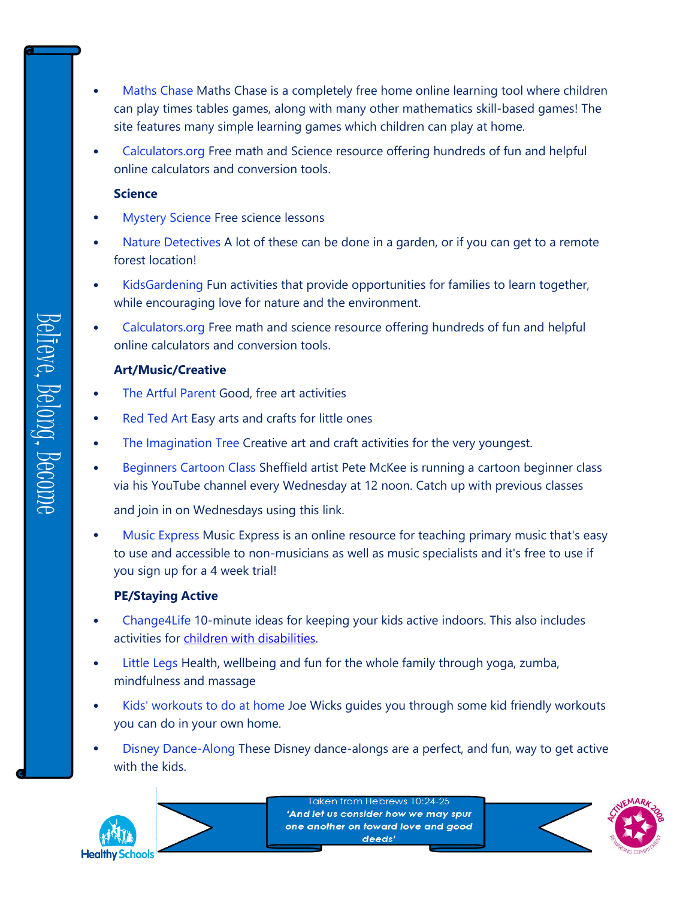- Maths Chase Maths Chase is a completely free home online learning tool where children can play times tables games, along with many other mathematics skill-based games! The site features many simple learning games which children can play at home.
- Calculators.org Free math and Science resource offering hundreds of fun and helpful online calculators and conversion tools.

**Science**

- Mystery Science Free science lessons
- Nature Detectives A lot of these can be done in a garden, or if you can get to a remote forest location!
- KidsGardening Fun activities that provide opportunities for families to learn together, while encouraging love for nature and the environment.
- Calculators.org Free math and science resource offering hundreds of fun and helpful online calculators and conversion tools.

**Art/Music/Creative**

- The Artful Parent Good, free art activities
- Red Ted Art Easy arts and crafts for little ones
- The Imagination Tree Creative art and craft activities for the very youngest.
- Beginners Cartoon Class Sheffield artist Pete McKee is running a cartoon beginner class via his YouTube channel every Wednesday at 12 noon. Catch up with previous classes and join in on Wednesdays using this link.
- Music Express Music Express is an online resource for teaching primary music that's easy to use and accessible to non-musicians as well as music specialists and it's free to use if you sign up for a 4 week trial!

**PE/Staying Active**

- Change4Life 10-minute ideas for keeping your kids active indoors. This also includes activities for children with disabilities.
- Little Legs Health, wellbeing and fun for the whole family through yoga, zumba, mindfulness and massage
- Kids' workouts to do at home Joe Wicks guides you through some kid friendly workouts you can do in your own home.
- Disney Dance-Along These Disney dance-alongs are a perfect, and fun, way to get active with the kids.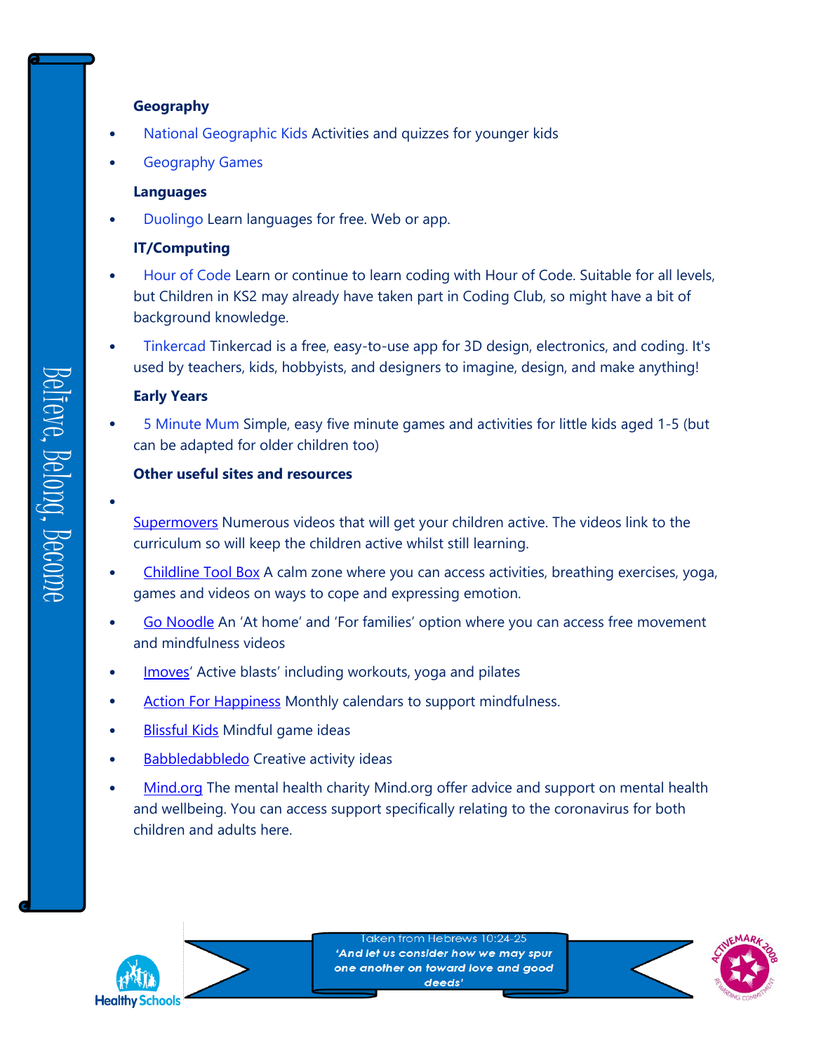**Geography**

- National Geographic Kids Activities and quizzes for younger kids
- Geography Games

**Languages**

- Duolingo Learn languages for free. Web or app.

**IT/Computing**

- Hour of Code Learn or continue to learn coding with Hour of Code. Suitable for all levels, but Children in KS2 may already have taken part in Coding Club, so might have a bit of background knowledge.
- Tinkercad Tinkercad is a free, easy-to-use app for 3D design, electronics, and coding. It's used by teachers, kids, hobbyists, and designers to imagine, design, and make anything!

**Early Years**

- 5 Minute Mum Simple, easy five minute games and activities for little kids aged 1-5 (but can be adapted for older children too)

**Other useful sites and resources**

- Supermovers Numerous videos that will get your children active. The videos link to the curriculum so will keep the children active whilst still learning.
- Childline Tool Box A calm zone where you can access activities, breathing exercises, yoga, games and videos on ways to cope and expressing emotion.
- Go Noodle An 'At home' and 'For families' option where you can access free movement and mindfulness videos
- Imoves' Active blasts' including workouts, yoga and pilates
- Action For Happiness Monthly calendars to support mindfulness.
- Blissful Kids Mindful game ideas
- Babbledabbledo Creative activity ideas
- Mind.org The mental health charity Mind.org offer advice and support on mental health and wellbeing. You can access support specifically relating to the coronavirus for both children and adults here.